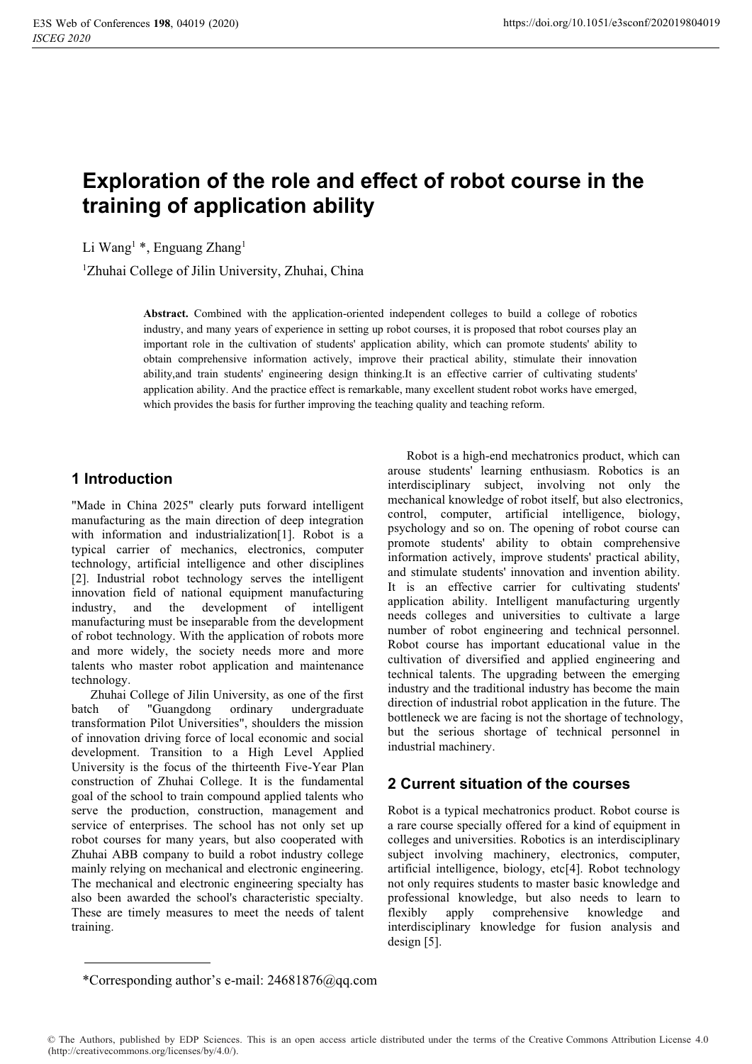# Exploration of the role and effect of robot course in the training of application ability

Li Wang[1] *, Enguang Zhang[1]

[1]Zhuhai College of Jilin University, Zhuhai, China

**Abstract.** Combined with the application-oriented independent colleges to build a college of robotics industry, and many years of experience in setting up robot courses, it is proposed that robot courses play an important role in the cultivation of students' application ability, which can promote students' ability to obtain comprehensive information actively, improve their practical ability, stimulate their innovation ability,and train students' engineering design thinking.It is an effective carrier of cultivating students' application ability. And the practice effect is remarkable, many excellent student robot works have emerged, which provides the basis for further improving the teaching quality and teaching reform.

## 1 Introduction

"Made in China 2025" clearly puts forward intelligent manufacturing as the main direction of deep integration with information and industrialization[1]. Robot is a typical carrier of mechanics, electronics, computer technology, artificial intelligence and other disciplines [2]. Industrial robot technology serves the intelligent innovation field of national equipment manufacturing industry, and the development of intelligent manufacturing must be inseparable from the development of robot technology. With the application of robots more and more widely, the society needs more and more talents who master robot application and maintenance technology.

Zhuhai College of Jilin University, as one of the first batch of "Guangdong ordinary undergraduate transformation Pilot Universities", shoulders the mission of innovation driving force of local economic and social development. Transition to a High Level Applied University is the focus of the thirteenth Five-Year Plan construction of Zhuhai College. It is the fundamental goal of the school to train compound applied talents who serve the production, construction, management and service of enterprises. The school has not only set up robot courses for many years, but also cooperated with Zhuhai ABB company to build a robot industry college mainly relying on mechanical and electronic engineering. The mechanical and electronic engineering specialty has also been awarded the school's characteristic specialty. These are timely measures to meet the needs of talent training.

Robot is a high-end mechatronics product, which can arouse students' learning enthusiasm. Robotics is an interdisciplinary subject, involving not only the mechanical knowledge of robot itself, but also electronics, control, computer, artificial intelligence, biology, psychology and so on. The opening of robot course can promote students' ability to obtain comprehensive information actively, improve students' practical ability, and stimulate students' innovation and invention ability. It is an effective carrier for cultivating students' application ability. Intelligent manufacturing urgently needs colleges and universities to cultivate a large number of robot engineering and technical personnel. Robot course has important educational value in the cultivation of diversified and applied engineering and technical talents. The upgrading between the emerging industry and the traditional industry has become the main direction of industrial robot application in the future. The bottleneck we are facing is not the shortage of technology, but the serious shortage of technical personnel in industrial machinery.

## 2 Current situation of the courses

Robot is a typical mechatronics product. Robot course is a rare course specially offered for a kind of equipment in colleges and universities. Robotics is an interdisciplinary subject involving machinery, electronics, computer, artificial intelligence, biology, etc[4]. Robot technology not only requires students to master basic knowledge and professional knowledge, but also needs to learn to flexibly apply comprehensive knowledge and interdisciplinary knowledge for fusion analysis and design [5].

*Corresponding author's e-mail: 24681876@qq.com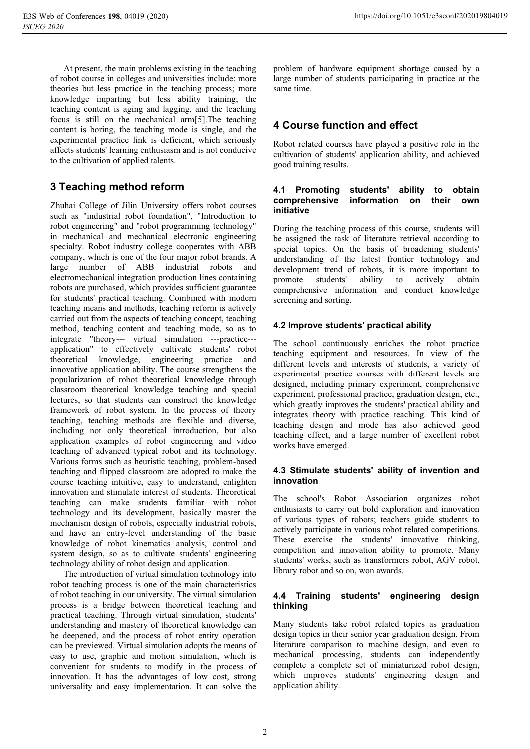At present, the main problems existing in the teaching of robot course in colleges and universities include: more theories but less practice in the teaching process; more knowledge imparting but less ability training; the teaching content is aging and lagging, and the teaching focus is still on the mechanical arm[5].The teaching content is boring, the teaching mode is single, and the experimental practice link is deficient, which seriously affects students' learning enthusiasm and is not conducive to the cultivation of applied talents.

## 3 Teaching method reform

Zhuhai College of Jilin University offers robot courses such as "industrial robot foundation", "Introduction to robot engineering" and "robot programming technology" in mechanical and mechanical electronic engineering specialty. Robot industry college cooperates with ABB company, which is one of the four major robot brands. A large number of ABB industrial robots and electromechanical integration production lines containing robots are purchased, which provides sufficient guarantee for students' practical teaching. Combined with modern teaching means and methods, teaching reform is actively carried out from the aspects of teaching concept, teaching method, teaching content and teaching mode, so as to integrate "theory--- virtual simulation ---practice--- application" to effectively cultivate students' robot theoretical knowledge, engineering practice and innovative application ability. The course strengthens the popularization of robot theoretical knowledge through classroom theoretical knowledge teaching and special lectures, so that students can construct the knowledge framework of robot system. In the process of theory teaching, teaching methods are flexible and diverse, including not only theoretical introduction, but also application examples of robot engineering and video teaching of advanced typical robot and its technology. Various forms such as heuristic teaching, problem-based teaching and flipped classroom are adopted to make the course teaching intuitive, easy to understand, enlighten innovation and stimulate interest of students. Theoretical teaching can make students familiar with robot technology and its development, basically master the mechanism design of robots, especially industrial robots, and have an entry-level understanding of the basic knowledge of robot kinematics analysis, control and system design, so as to cultivate students' engineering technology ability of robot design and application.

The introduction of virtual simulation technology into robot teaching process is one of the main characteristics of robot teaching in our university. The virtual simulation process is a bridge between theoretical teaching and practical teaching. Through virtual simulation, students' understanding and mastery of theoretical knowledge can be deepened, and the process of robot entity operation can be previewed. Virtual simulation adopts the means of easy to use, graphic and motion simulation, which is convenient for students to modify in the process of innovation. It has the advantages of low cost, strong universality and easy implementation. It can solve the problem of hardware equipment shortage caused by a large number of students participating in practice at the same time.

## 4 Course function and effect

Robot related courses have played a positive role in the cultivation of students' application ability, and achieved good training results.

### 4.1 Promoting students' ability to obtain comprehensive information on their own initiative

During the teaching process of this course, students will be assigned the task of literature retrieval according to special topics. On the basis of broadening students' understanding of the latest frontier technology and development trend of robots, it is more important to promote students' ability to actively obtain comprehensive information and conduct knowledge screening and sorting.

### 4.2 Improve students' practical ability

The school continuously enriches the robot practice teaching equipment and resources. In view of the different levels and interests of students, a variety of experimental practice courses with different levels are designed, including primary experiment, comprehensive experiment, professional practice, graduation design, etc., which greatly improves the students' practical ability and integrates theory with practice teaching. This kind of teaching design and mode has also achieved good teaching effect, and a large number of excellent robot works have emerged.

### 4.3 Stimulate students' ability of invention and innovation

The school's Robot Association organizes robot enthusiasts to carry out bold exploration and innovation of various types of robots; teachers guide students to actively participate in various robot related competitions. These exercise the students' innovative thinking, competition and innovation ability to promote. Many students' works, such as transformers robot, AGV robot, library robot and so on, won awards.

### 4.4 Training students' engineering design thinking

Many students take robot related topics as graduation design topics in their senior year graduation design. From literature comparison to machine design, and even to mechanical processing, students can independently complete a complete set of miniaturized robot design, which improves students' engineering design and application ability.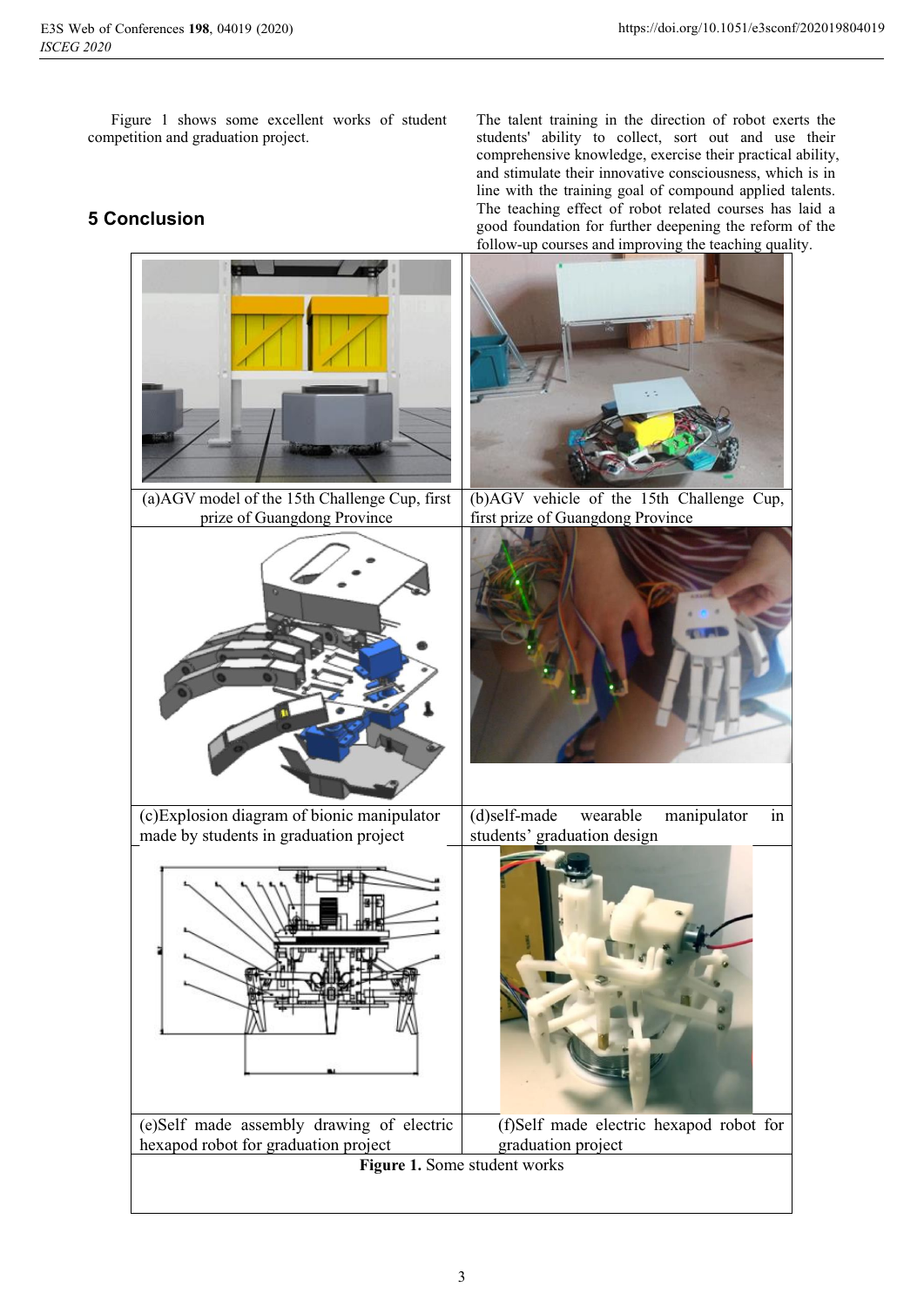Figure 1 shows some excellent works of student competition and graduation project.

## 5 Conclusion

The talent training in the direction of robot exerts the students' ability to collect, sort out and use their comprehensive knowledge, exercise their practical ability, and stimulate their innovative consciousness, which is in line with the training goal of compound applied talents. The teaching effect of robot related courses has laid a good foundation for further deepening the reform of the follow-up courses and improving the teaching quality.

(a)AGV model of the 15th Challenge Cup, first prize of Guangdong Province

(b)AGV vehicle of the 15th Challenge Cup, first prize of Guangdong Province

(c)Explosion diagram of bionic manipulator made by students in graduation project

(d)self-made wearable manipulator in students' graduation design

(e)Self made assembly drawing of electric hexapod robot for graduation project

(f)Self made electric hexapod robot for graduation project

**Figure 1.** Some student works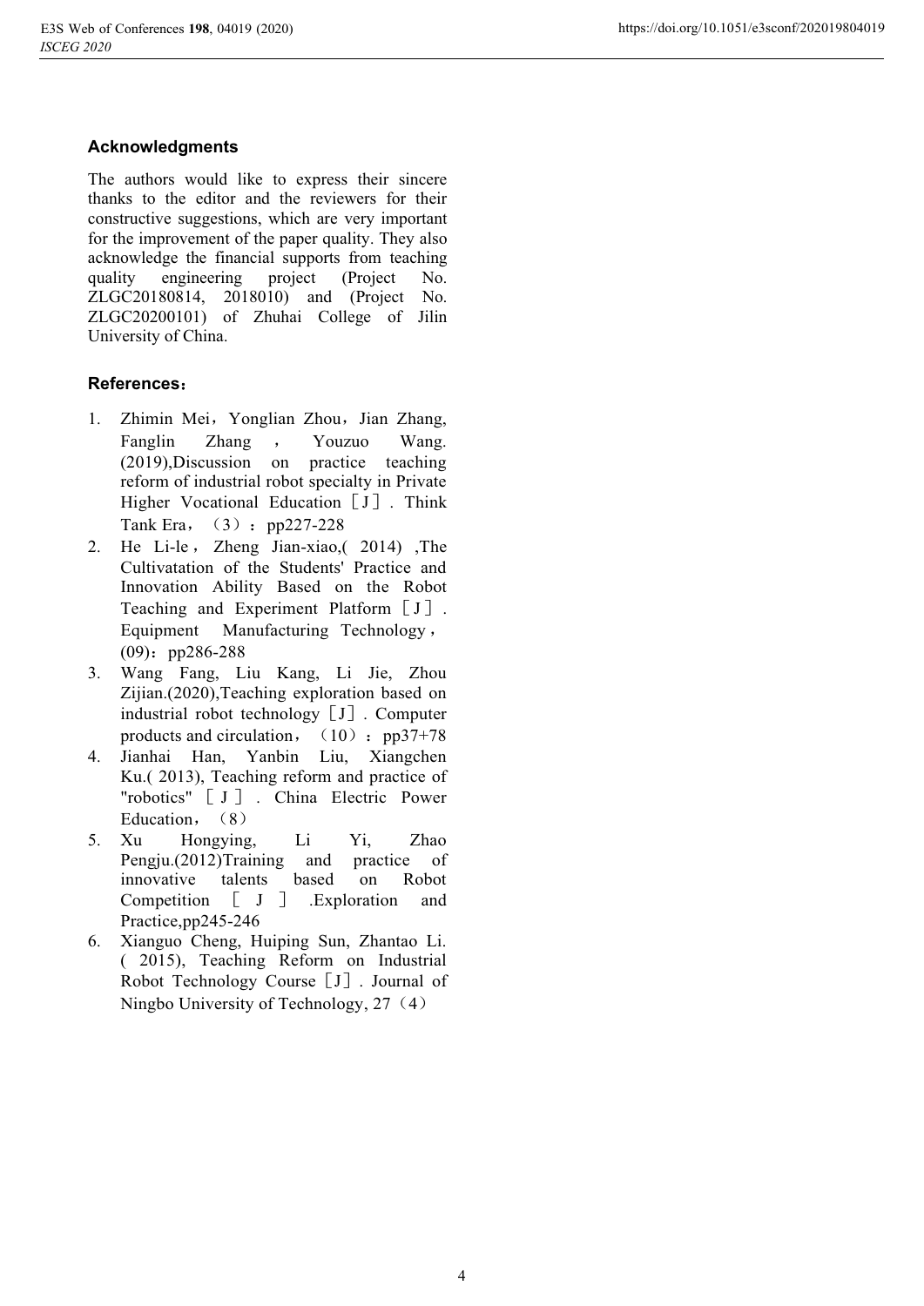## Acknowledgments

The authors would like to express their sincere thanks to the editor and the reviewers for their constructive suggestions, which are very important for the improvement of the paper quality. They also acknowledge the financial supports from teaching quality engineering project (Project No. ZLGC20180814, 2018010) and (Project No. ZLGC20200101) of Zhuhai College of Jilin University of China.

## References：

1. Zhimin Mei，Yonglian Zhou，Jian Zhang, Fanglin Zhang ， Youzuo Wang. (2019),Discussion on practice teaching reform of industrial robot specialty in Private Higher Vocational Education［J］. Think Tank Era，（3）：pp227-228
2. He Li-le， Zheng Jian-xiao,( 2014) ,The Cultivatation of the Students' Practice and Innovation Ability Based on the Robot Teaching and Experiment Platform［J］. Equipment Manufacturing Technology，(09)：pp286-288
3. Wang Fang, Liu Kang, Li Jie, Zhou Zijian.(2020),Teaching exploration based on industrial robot technology［J］. Computer products and circulation，（10）：pp37+78
4. Jianhai Han, Yanbin Liu, Xiangchen Ku.( 2013), Teaching reform and practice of "robotics"［J］. China Electric Power Education，（8）
5. Xu Hongying, Li Yi, Zhao Pengju.(2012)Training and practice of innovative talents based on Robot Competition［J］.Exploration and Practice,pp245-246
6. Xianguo Cheng, Huiping Sun, Zhantao Li. ( 2015), Teaching Reform on Industrial Robot Technology Course［J］. Journal of Ningbo University of Technology, 27（4）